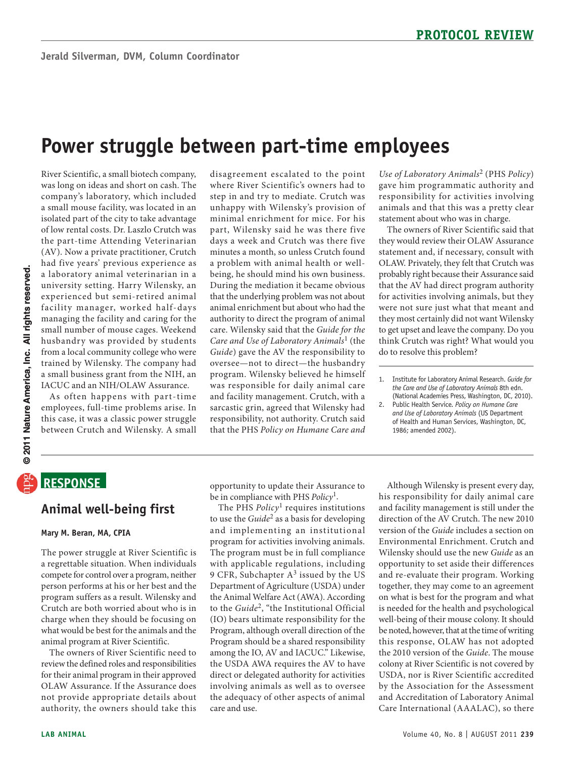# Power struggle between part-time employees

River Scientific, a small biotech company, was long on ideas and short on cash. The company's laboratory, which included a small mouse facility, was located in an isolated part of the city to take advantage of low rental costs. Dr. Laszlo Crutch was the part-time Attending Veterinarian (AV). Now a private practitioner, Crutch had five years' previous experience as a laboratory animal veterinarian in a university setting. Harry Wilensky, an experienced but semi-retired animal facility manager, worked half-days managing the facility and caring for the small number of mouse cages. Weekend husbandry was provided by students from a local community college who were trained by Wilensky. The company had a small business grant from the NIH, an IACUC and an NIH/OLAW Assurance.

As often happens with part-time employees, full-time problems arise. In this case, it was a classic power struggle between Crutch and Wilensky. A small disagreement escalated to the point where River Scientific's owners had to step in and try to mediate. Crutch was unhappy with Wilensky's provision of minimal enrichment for mice. For his part, Wilensky said he was there five days a week and Crutch was there five minutes a month, so unless Crutch found a problem with animal health or well-being, he should mind his own business. During the mediation it became obvious that the underlying problem was not about animal enrichment but about who had the authority to direct the program of animal care. Wilensky said that the *Guide for the Care and Use of Laboratory Animals*[1] (the *Guide*) gave the AV the responsibility to oversee—not to direct—the husbandry program. Wilensky believed he himself was responsible for daily animal care and facility management. Crutch, with a sarcastic grin, agreed that Wilensky had responsibility, not authority. Crutch said that the PHS *Policy on Humane Care and Use of Laboratory Animals*[2] (PHS *Policy*) gave him programmatic authority and responsibility for activities involving animals and that this was a pretty clear statement about who was in charge.

The owners of River Scientific said that they would review their OLAW Assurance statement and, if necessary, consult with OLAW. Privately, they felt that Crutch was probably right because their Assurance said that the AV had direct program authority for activities involving animals, but they were not sure just what that meant and they most certainly did not want Wilensky to get upset and leave the company. Do you think Crutch was right? What would you do to resolve this problem?

1. Institute for Laboratory Animal Research. *Guide for the Care and Use of Laboratory Animals* 8th edn. (National Academies Press, Washington, DC, 2010).
2. Public Health Service. *Policy on Humane Care and Use of Laboratory Animals* (US Department of Health and Human Services, Washington, DC, 1986; amended 2002).

## RESPONSE

### Animal well-being first

**Mary M. Beran, MA, CPIA**

The power struggle at River Scientific is a regrettable situation. When individuals compete for control over a program, neither person performs at his or her best and the program suffers as a result. Wilensky and Crutch are both worried about who is in charge when they should be focusing on what would be best for the animals and the animal program at River Scientific.

The owners of River Scientific need to review the defined roles and responsibilities for their animal program in their approved OLAW Assurance. If the Assurance does not provide appropriate details about authority, the owners should take this opportunity to update their Assurance to be in compliance with PHS *Policy*[1].

The PHS *Policy*[1] requires institutions to use the *Guide*[2] as a basis for developing and implementing an institutional program for activities involving animals. The program must be in full compliance with applicable regulations, including 9 CFR, Subchapter A[3] issued by the US Department of Agriculture (USDA) under the Animal Welfare Act (AWA). According to the *Guide*[2], "the Institutional Official (IO) bears ultimate responsibility for the Program, although overall direction of the Program should be a shared responsibility among the IO, AV and IACUC." Likewise, the USDA AWA requires the AV to have direct or delegated authority for activities involving animals as well as to oversee the adequacy of other aspects of animal care and use.

Although Wilensky is present every day, his responsibility for daily animal care and facility management is still under the direction of the AV Crutch. The new 2010 version of the *Guide* includes a section on Environmental Enrichment. Crutch and Wilensky should use the new *Guide* as an opportunity to set aside their differences and re-evaluate their program. Working together, they may come to an agreement on what is best for the program and what is needed for the health and psychological well-being of their mouse colony. It should be noted, however, that at the time of writing this response, OLAW has not adopted the 2010 version of the *Guide*. The mouse colony at River Scientific is not covered by USDA, nor is River Scientific accredited by the Association for the Assessment and Accreditation of Laboratory Animal Care International (AAALAC), so there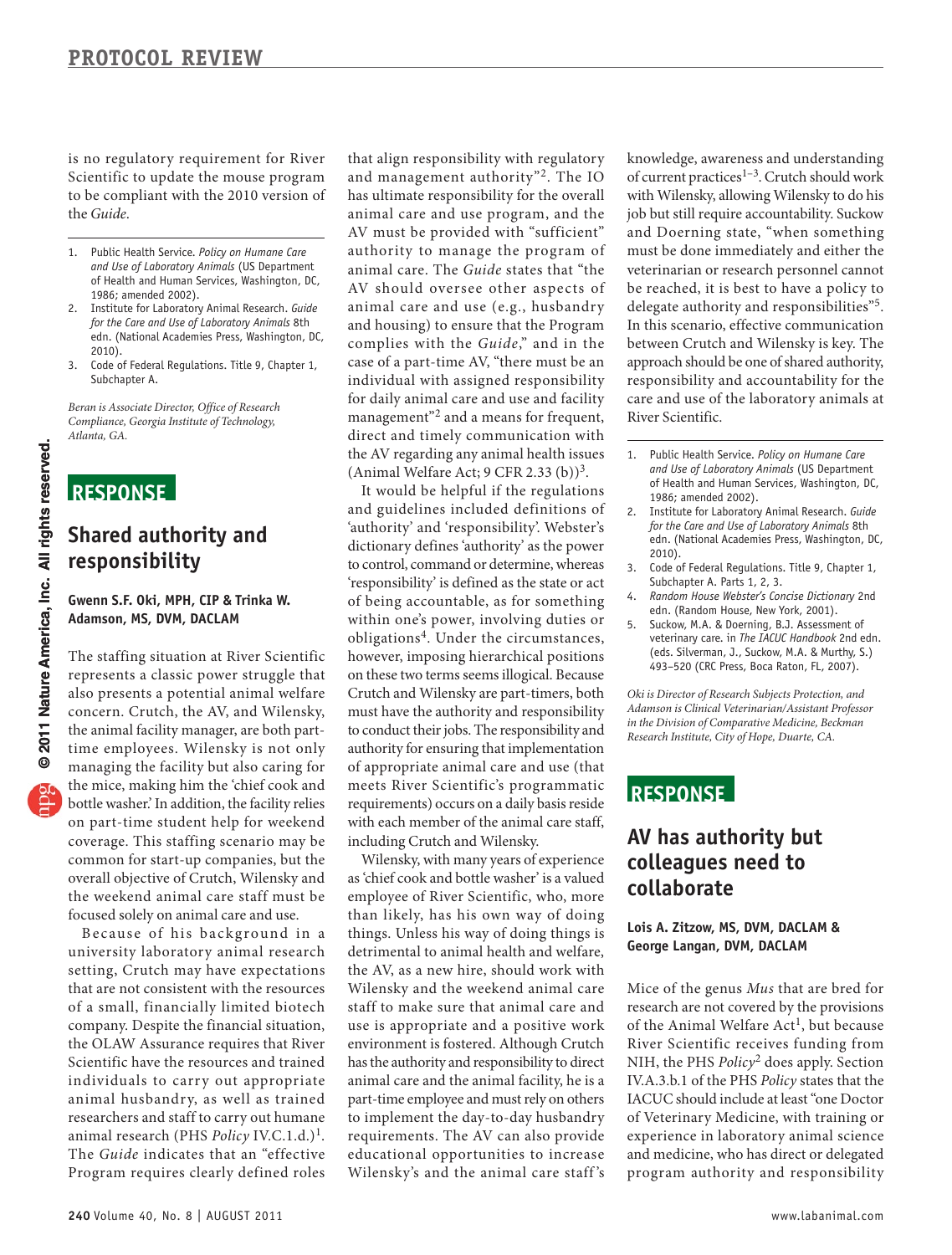is no regulatory requirement for River Scientific to update the mouse program to be compliant with the 2010 version of the *Guide*.

1. Public Health Service. *Policy on Humane Care and Use of Laboratory Animals* (US Department of Health and Human Services, Washington, DC, 1986; amended 2002).
2. Institute for Laboratory Animal Research. *Guide for the Care and Use of Laboratory Animals* 8th edn. (National Academies Press, Washington, DC, 2010).
3. Code of Federal Regulations. Title 9, Chapter 1, Subchapter A.

*Beran is Associate Director, Office of Research Compliance, Georgia Institute of Technology, Atlanta, GA.*

## RESPONSE

## Shared authority and responsibility

**Gwenn S.F. Oki, MPH, CIP & Trinka W. Adamson, MS, DVM, DACLAM**

The staffing situation at River Scientific represents a classic power struggle that also presents a potential animal welfare concern. Crutch, the AV, and Wilensky, the animal facility manager, are both part-time employees. Wilensky is not only managing the facility but also caring for the mice, making him the 'chief cook and bottle washer.' In addition, the facility relies on part-time student help for weekend coverage. This staffing scenario may be common for start-up companies, but the overall objective of Crutch, Wilensky and the weekend animal care staff must be focused solely on animal care and use.

Because of his background in a university laboratory animal research setting, Crutch may have expectations that are not consistent with the resources of a small, financially limited biotech company. Despite the financial situation, the OLAW Assurance requires that River Scientific have the resources and trained individuals to carry out appropriate animal husbandry, as well as trained researchers and staff to carry out humane animal research (PHS *Policy* IV.C.1.d.)[1]. The *Guide* indicates that an "effective Program requires clearly defined roles that align responsibility with regulatory and management authority"[2]. The IO has ultimate responsibility for the overall animal care and use program, and the AV must be provided with "sufficient" authority to manage the program of animal care. The *Guide* states that "the AV should oversee other aspects of animal care and use (e.g., husbandry and housing) to ensure that the Program complies with the *Guide*," and in the case of a part-time AV, "there must be an individual with assigned responsibility for daily animal care and use and facility management"[2] and a means for frequent, direct and timely communication with the AV regarding any animal health issues (Animal Welfare Act; 9 CFR 2.33 (b))[3].

It would be helpful if the regulations and guidelines included definitions of 'authority' and 'responsibility'. Webster's dictionary defines 'authority' as the power to control, command or determine, whereas 'responsibility' is defined as the state or act of being accountable, as for something within one's power, involving duties or obligations[4]. Under the circumstances, however, imposing hierarchical positions on these two terms seems illogical. Because Crutch and Wilensky are part-timers, both must have the authority and responsibility to conduct their jobs. The responsibility and authority for ensuring that implementation of appropriate animal care and use (that meets River Scientific's programmatic requirements) occurs on a daily basis reside with each member of the animal care staff, including Crutch and Wilensky.

Wilensky, with many years of experience as 'chief cook and bottle washer' is a valued employee of River Scientific, who, more than likely, has his own way of doing things. Unless his way of doing things is detrimental to animal health and welfare, the AV, as a new hire, should work with Wilensky and the weekend animal care staff to make sure that animal care and use is appropriate and a positive work environment is fostered. Although Crutch has the authority and responsibility to direct animal care and the animal facility, he is a part-time employee and must rely on others to implement the day-to-day husbandry requirements. The AV can also provide educational opportunities to increase Wilensky's and the animal care staff's knowledge, awareness and understanding of current practices[1–3]. Crutch should work with Wilensky, allowing Wilensky to do his job but still require accountability. Suckow and Doerning state, "when something must be done immediately and either the veterinarian or research personnel cannot be reached, it is best to have a policy to delegate authority and responsibilities"[5]. In this scenario, effective communication between Crutch and Wilensky is key. The approach should be one of shared authority, responsibility and accountability for the care and use of the laboratory animals at River Scientific.

1. Public Health Service. *Policy on Humane Care and Use of Laboratory Animals* (US Department of Health and Human Services, Washington, DC, 1986; amended 2002).
2. Institute for Laboratory Animal Research. *Guide for the Care and Use of Laboratory Animals* 8th edn. (National Academies Press, Washington, DC, 2010).
3. Code of Federal Regulations. Title 9, Chapter 1, Subchapter A. Parts 1, 2, 3.
4. *Random House Webster's Concise Dictionary* 2nd edn. (Random House, New York, 2001).
5. Suckow, M.A. & Doerning, B.J. Assessment of veterinary care. in *The IACUC Handbook* 2nd edn. (eds. Silverman, J., Suckow, M.A. & Murthy, S.) 493–520 (CRC Press, Boca Raton, FL, 2007).

*Oki is Director of Research Subjects Protection, and Adamson is Clinical Veterinarian/Assistant Professor in the Division of Comparative Medicine, Beckman Research Institute, City of Hope, Duarte, CA.*

## RESPONSE

## AV has authority but colleagues need to collaborate

**Lois A. Zitzow, MS, DVM, DACLAM & George Langan, DVM, DACLAM**

Mice of the genus *Mus* that are bred for research are not covered by the provisions of the Animal Welfare Act[1], but because River Scientific receives funding from NIH, the PHS *Policy*[2] does apply. Section IV.A.3.b.1 of the PHS *Policy* states that the IACUC should include at least "one Doctor of Veterinary Medicine, with training or experience in laboratory animal science and medicine, who has direct or delegated program authority and responsibility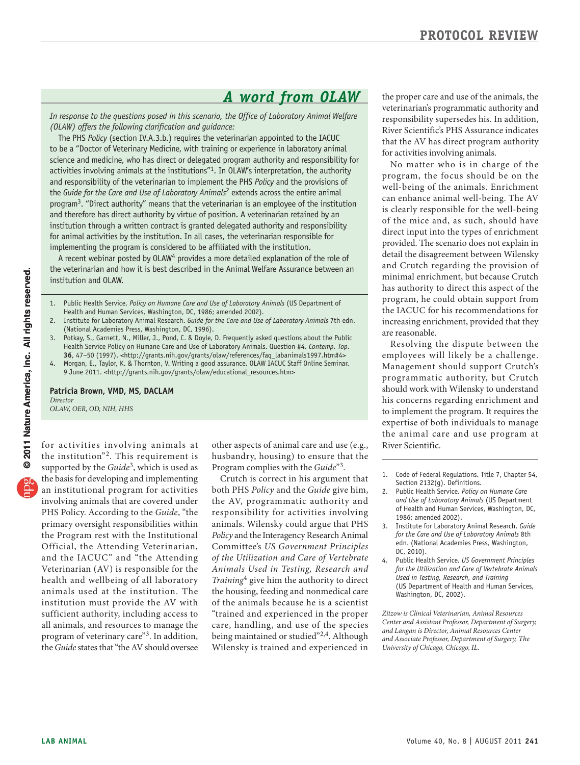for activities involving animals at the institution"[2]. This requirement is supported by the *Guide*[3], which is used as the basis for developing and implementing an institutional program for activities involving animals that are covered under PHS Policy. According to the *Guide*, "the primary oversight responsibilities within the Program rest with the Institutional Official, the Attending Veterinarian, and the IACUC" and "the Attending Veterinarian (AV) is responsible for the health and wellbeing of all laboratory animals used at the institution. The institution must provide the AV with sufficient authority, including access to all animals, and resources to manage the program of veterinary care"[3]. In addition, the *Guide* states that "the AV should oversee other aspects of animal care and use (e.g., husbandry, housing) to ensure that the Program complies with the *Guide*"[3].

Crutch is correct in his argument that both PHS *Policy* and the *Guide* give him, the AV, programmatic authority and responsibility for activities involving animals. Wilensky could argue that PHS *Policy* and the Interagency Research Animal Committee's *US Government Principles of the Utilization and Care of Vertebrate Animals Used in Testing, Research and Training*[4] give him the authority to direct the housing, feeding and nonmedical care of the animals because he is a scientist "trained and experienced in the proper care, handling, and use of the species being maintained or studied"[2,4]. Although Wilensky is trained and experienced in the proper care and use of the animals, the veterinarian's programmatic authority and responsibility supersedes his. In addition, River Scientific's PHS Assurance indicates that the AV has direct program authority for activities involving animals.

No matter who is in charge of the program, the focus should be on the well-being of the animals. Enrichment can enhance animal well-being. The AV is clearly responsible for the well-being of the mice and, as such, should have direct input into the types of enrichment provided. The scenario does not explain in detail the disagreement between Wilensky and Crutch regarding the provision of minimal enrichment, but because Crutch has authority to direct this aspect of the program, he could obtain support from the IACUC for his recommendations for increasing enrichment, provided that they are reasonable.

Resolving the dispute between the employees will likely be a challenge. Management should support Crutch's programmatic authority, but Crutch should work with Wilensky to understand his concerns regarding enrichment and to implement the program. It requires the expertise of both individuals to manage the animal care and use program at River Scientific.

1. Code of Federal Regulations. Title 7, Chapter 54, Section 2132(g). Definitions.
2. Public Health Service. *Policy on Humane Care and Use of Laboratory Animals* (US Department of Health and Human Services, Washington, DC, 1986; amended 2002).
3. Institute for Laboratory Animal Research. *Guide for the Care and Use of Laboratory Animals* 8th edn. (National Academies Press, Washington, DC, 2010).
4. Public Health Service. *US Government Principles for the Utilization and Care of Vertebrate Animals Used in Testing, Research, and Training* (US Department of Health and Human Services, Washington, DC, 2002).

*Zitzow is Clinical Veterinarian, Animal Resources Center and Assistant Professor, Department of Surgery, and Langan is Director, Animal Resources Center and Associate Professor, Department of Surgery, The University of Chicago, Chicago, IL.*

## A word from OLAW

*In response to the questions posed in this scenario, the Office of Laboratory Animal Welfare (OLAW) offers the following clarification and guidance:*

The PHS *Policy* (section IV.A.3.b.) requires the veterinarian appointed to the IACUC to be a "Doctor of Veterinary Medicine, with training or experience in laboratory animal science and medicine, who has direct or delegated program authority and responsibility for activities involving animals at the institutions"[1]. In OLAW's interpretation, the authority and responsibility of the veterinarian to implement the PHS *Policy* and the provisions of the *Guide for the Care and Use of Laboratory Animals*[2] extends across the entire animal program[3]. "Direct authority" means that the veterinarian is an employee of the institution and therefore has direct authority by virtue of position. A veterinarian retained by an institution through a written contract is granted delegated authority and responsibility for animal activities by the institution. In all cases, the veterinarian responsible for implementing the program is considered to be affiliated with the institution.

A recent webinar posted by OLAW[4] provides a more detailed explanation of the role of the veterinarian and how it is best described in the Animal Welfare Assurance between an institution and OLAW.

1. Public Health Service. *Policy on Humane Care and Use of Laboratory Animals* (US Department of Health and Human Services, Washington, DC, 1986; amended 2002).
2. Institute for Laboratory Animal Research. *Guide for the Care and Use of Laboratory Animals* 7th edn. (National Academies Press, Washington, DC, 1996).
3. Potkay, S., Garnett, N., Miller, J., Pond, C. & Doyle, D. Frequently asked questions about the Public Health Service Policy on Humane Care and Use of Laboratory Animals. Question #4. *Contemp. Top.* **36**, 47–50 (1997). <http://grants.nih.gov/grants/olaw/references/faq_labanimals1997.htm#4>
4. Morgan, E., Taylor, K. & Thornton, V. Writing a good assurance. OLAW IACUC Staff Online Seminar. 9 June 2011. <http://grants.nih.gov/grants/olaw/educational_resources.htm>

**Patricia Brown, VMD, MS, DACLAM**
*Director*
*OLAW, OER, OD, NIH, HHS*